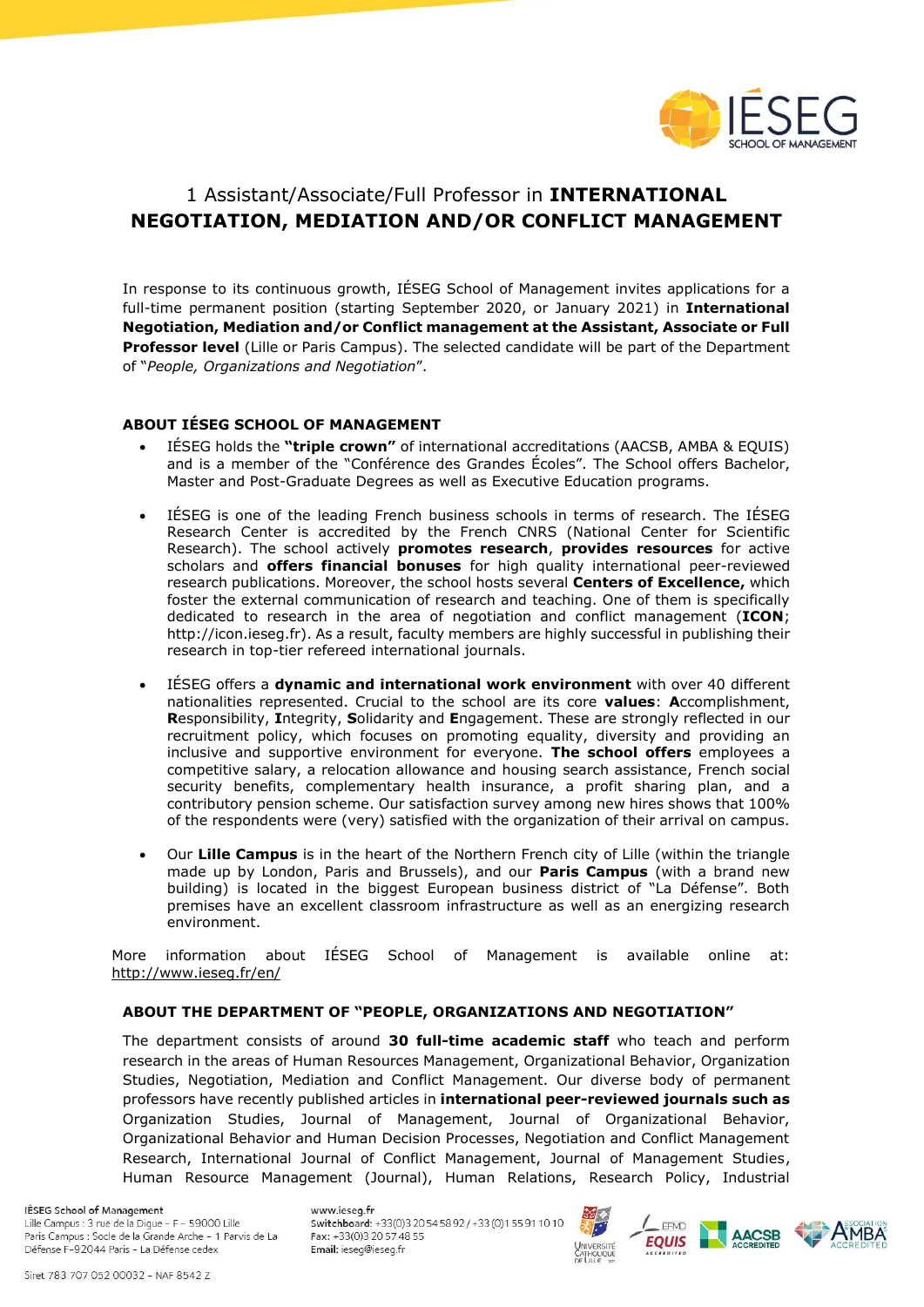# 1 Assistant/Associate/Full Professor in **INTERNATIONAL NEGOTIATION, MEDIATION AND/OR CONFLICT MANAGEMENT**

In response to its continuous growth, IÉSEG School of Management invites applications for a full-time permanent position (starting September 2020, or January 2021) in **International Negotiation, Mediation and/or Conflict management at the Assistant, Associate or Full Professor level** (Lille or Paris Campus). The selected candidate will be part of the Department of "*People, Organizations and Negotiation*".

## ABOUT IÉSEG SCHOOL OF MANAGEMENT

- IÉSEG holds the **"triple crown"** of international accreditations (AACSB, AMBA & EQUIS) and is a member of the "Conférence des Grandes Écoles". The School offers Bachelor, Master and Post-Graduate Degrees as well as Executive Education programs.
- IÉSEG is one of the leading French business schools in terms of research. The IÉSEG Research Center is accredited by the French CNRS (National Center for Scientific Research). The school actively **promotes research**, **provides resources** for active scholars and **offers financial bonuses** for high quality international peer-reviewed research publications. Moreover, the school hosts several **Centers of Excellence,** which foster the external communication of research and teaching. One of them is specifically dedicated to research in the area of negotiation and conflict management (**ICON**; http://icon.ieseg.fr). As a result, faculty members are highly successful in publishing their research in top-tier refereed international journals.
- IÉSEG offers a **dynamic and international work environment** with over 40 different nationalities represented. Crucial to the school are its core **values**: **A**ccomplishment, **R**esponsibility, **I**ntegrity, **S**olidarity and **E**ngagement. These are strongly reflected in our recruitment policy, which focuses on promoting equality, diversity and providing an inclusive and supportive environment for everyone. **The school offers** employees a competitive salary, a relocation allowance and housing search assistance, French social security benefits, complementary health insurance, a profit sharing plan, and a contributory pension scheme. Our satisfaction survey among new hires shows that 100% of the respondents were (very) satisfied with the organization of their arrival on campus.
- Our **Lille Campus** is in the heart of the Northern French city of Lille (within the triangle made up by London, Paris and Brussels), and our **Paris Campus** (with a brand new building) is located in the biggest European business district of "La Défense". Both premises have an excellent classroom infrastructure as well as an energizing research environment.

More information about IÉSEG School of Management is available online at: http://www.ieseg.fr/en/

## ABOUT THE DEPARTMENT OF "PEOPLE, ORGANIZATIONS AND NEGOTIATION"

The department consists of around **30 full-time academic staff** who teach and perform research in the areas of Human Resources Management, Organizational Behavior, Organization Studies, Negotiation, Mediation and Conflict Management. Our diverse body of permanent professors have recently published articles in **international peer-reviewed journals such as** Organization Studies, Journal of Management, Journal of Organizational Behavior, Organizational Behavior and Human Decision Processes, Negotiation and Conflict Management Research, International Journal of Conflict Management, Journal of Management Studies, Human Resource Management (Journal), Human Relations, Research Policy, Industrial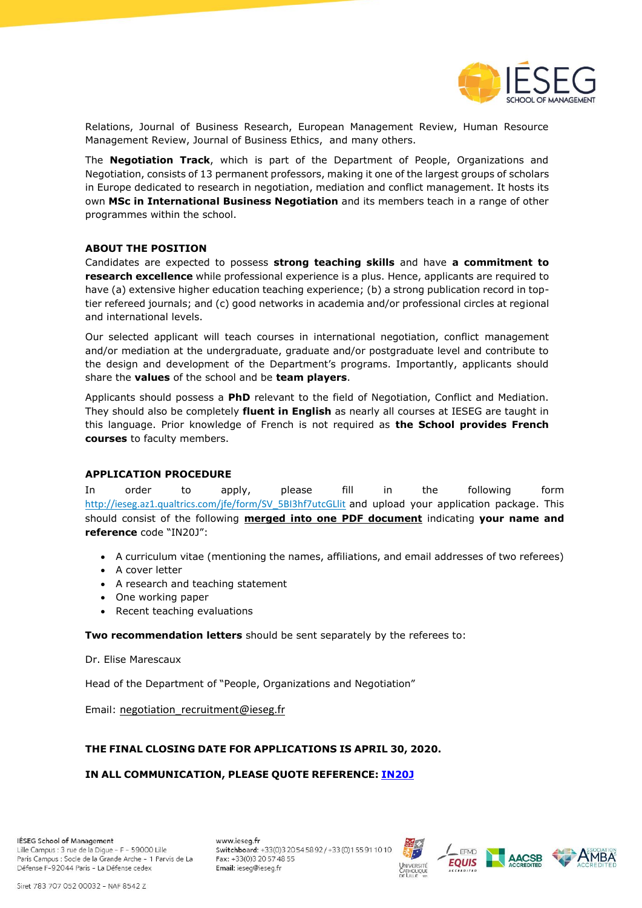Relations, Journal of Business Research, European Management Review, Human Resource Management Review, Journal of Business Ethics, and many others.

The **Negotiation Track**, which is part of the Department of People, Organizations and Negotiation, consists of 13 permanent professors, making it one of the largest groups of scholars in Europe dedicated to research in negotiation, mediation and conflict management. It hosts its own **MSc in International Business Negotiation** and its members teach in a range of other programmes within the school.

**ABOUT THE POSITION**

Candidates are expected to possess **strong teaching skills** and have **a commitment to research excellence** while professional experience is a plus. Hence, applicants are required to have (a) extensive higher education teaching experience; (b) a strong publication record in top-tier refereed journals; and (c) good networks in academia and/or professional circles at regional and international levels.

Our selected applicant will teach courses in international negotiation, conflict management and/or mediation at the undergraduate, graduate and/or postgraduate level and contribute to the design and development of the Department's programs. Importantly, applicants should share the **values** of the school and be **team players**.

Applicants should possess a **PhD** relevant to the field of Negotiation, Conflict and Mediation. They should also be completely **fluent in English** as nearly all courses at IESEG are taught in this language. Prior knowledge of French is not required as **the School provides French courses** to faculty members.

**APPLICATION PROCEDURE**

In order to apply, please fill in the following form http://ieseg.az1.qualtrics.com/jfe/form/SV_5BI3hf7utcGLlit and upload your application package. This should consist of the following **merged into one PDF document** indicating **your name and reference** code "IN20J":

- A curriculum vitae (mentioning the names, affiliations, and email addresses of two referees)
- A cover letter
- A research and teaching statement
- One working paper
- Recent teaching evaluations

**Two recommendation letters** should be sent separately by the referees to:

Dr. Elise Marescaux

Head of the Department of "People, Organizations and Negotiation"

Email: negotiation_recruitment@ieseg.fr

**THE FINAL CLOSING DATE FOR APPLICATIONS IS APRIL 30, 2020.**

**IN ALL COMMUNICATION, PLEASE QUOTE REFERENCE: IN20J**